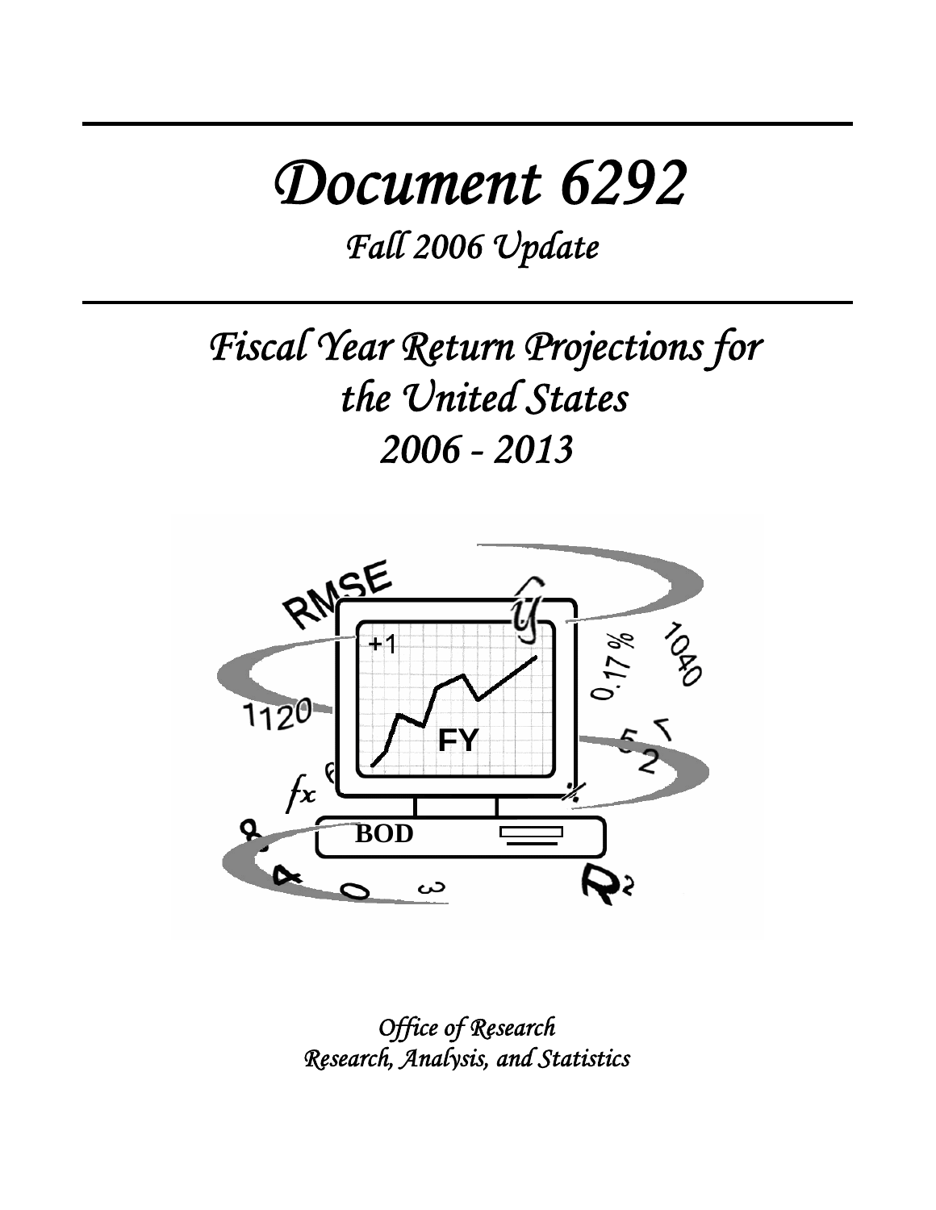# Document 6292

*Fall 2006 Update*

## Fiscal Year Return Projections for the United States 2006 - 2013

*Office of Research*
*Research, Analysis, and Statistics*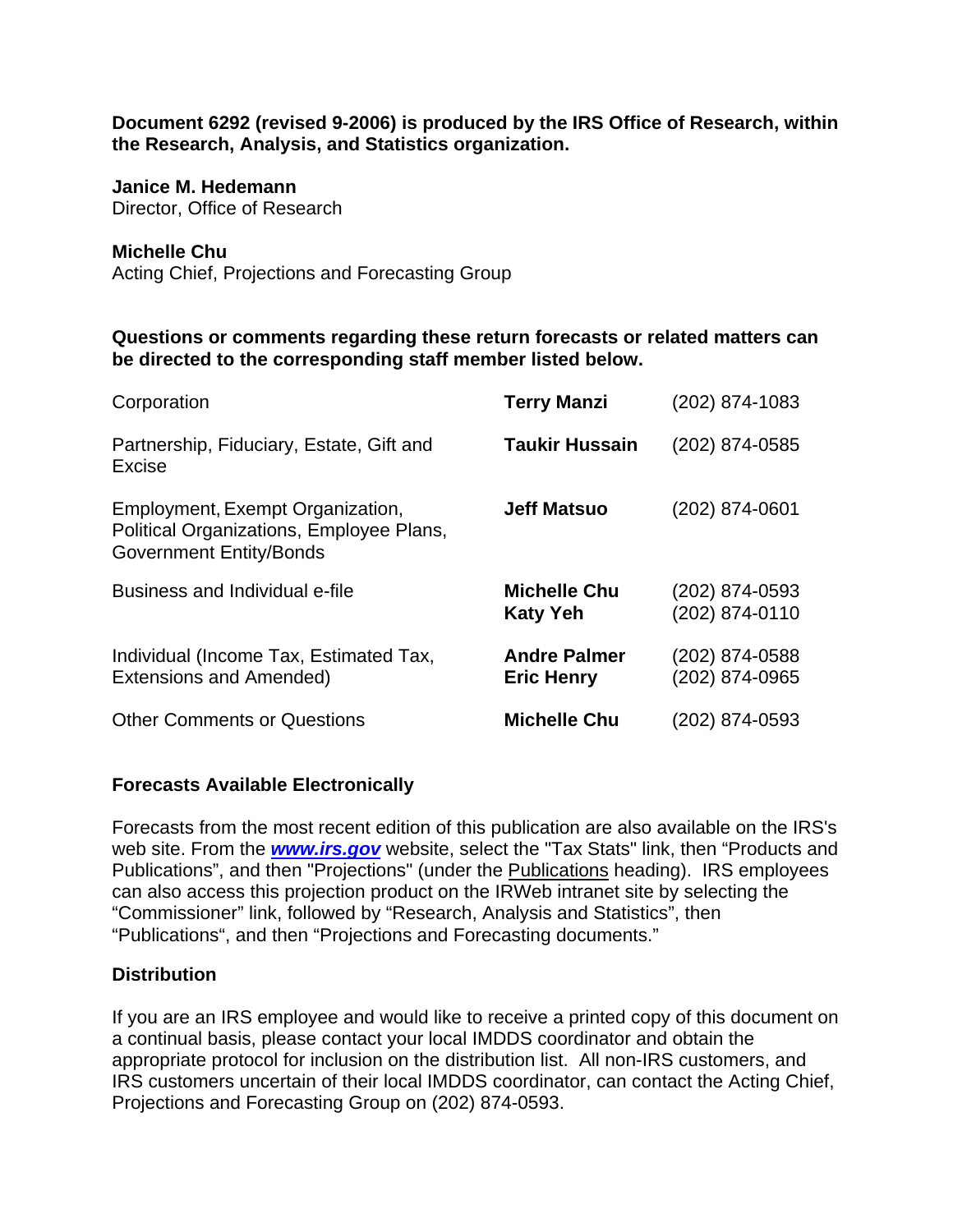**Document 6292 (revised 9-2006) is produced by the IRS Office of Research, within the Research, Analysis, and Statistics organization.**

**Janice M. Hedemann**
Director, Office of Research

**Michelle Chu**
Acting Chief, Projections and Forecasting Group

**Questions or comments regarding these return forecasts or related matters can be directed to the corresponding staff member listed below.**

| | | |
|---|---|---|
| Corporation | **Terry Manzi** | (202) 874-1083 |
| Partnership, Fiduciary, Estate, Gift and Excise | **Taukir Hussain** | (202) 874-0585 |
| Employment, Exempt Organization, Political Organizations, Employee Plans, Government Entity/Bonds | **Jeff Matsuo** | (202) 874-0601 |
| Business and Individual e-file | **Michelle Chu**<br>**Katy Yeh** | (202) 874-0593<br>(202) 874-0110 |
| Individual (Income Tax, Estimated Tax, Extensions and Amended) | **Andre Palmer**<br>**Eric Henry** | (202) 874-0588<br>(202) 874-0965 |
| Other Comments or Questions | **Michelle Chu** | (202) 874-0593 |

### Forecasts Available Electronically

Forecasts from the most recent edition of this publication are also available on the IRS's web site. From the ***www.irs.gov*** website, select the "Tax Stats" link, then "Products and Publications", and then "Projections" (under the Publications heading). IRS employees can also access this projection product on the IRWeb intranet site by selecting the "Commissioner" link, followed by "Research, Analysis and Statistics", then "Publications", and then "Projections and Forecasting documents."

### Distribution

If you are an IRS employee and would like to receive a printed copy of this document on a continual basis, please contact your local IMDDS coordinator and obtain the appropriate protocol for inclusion on the distribution list. All non-IRS customers, and IRS customers uncertain of their local IMDDS coordinator, can contact the Acting Chief, Projections and Forecasting Group on (202) 874-0593.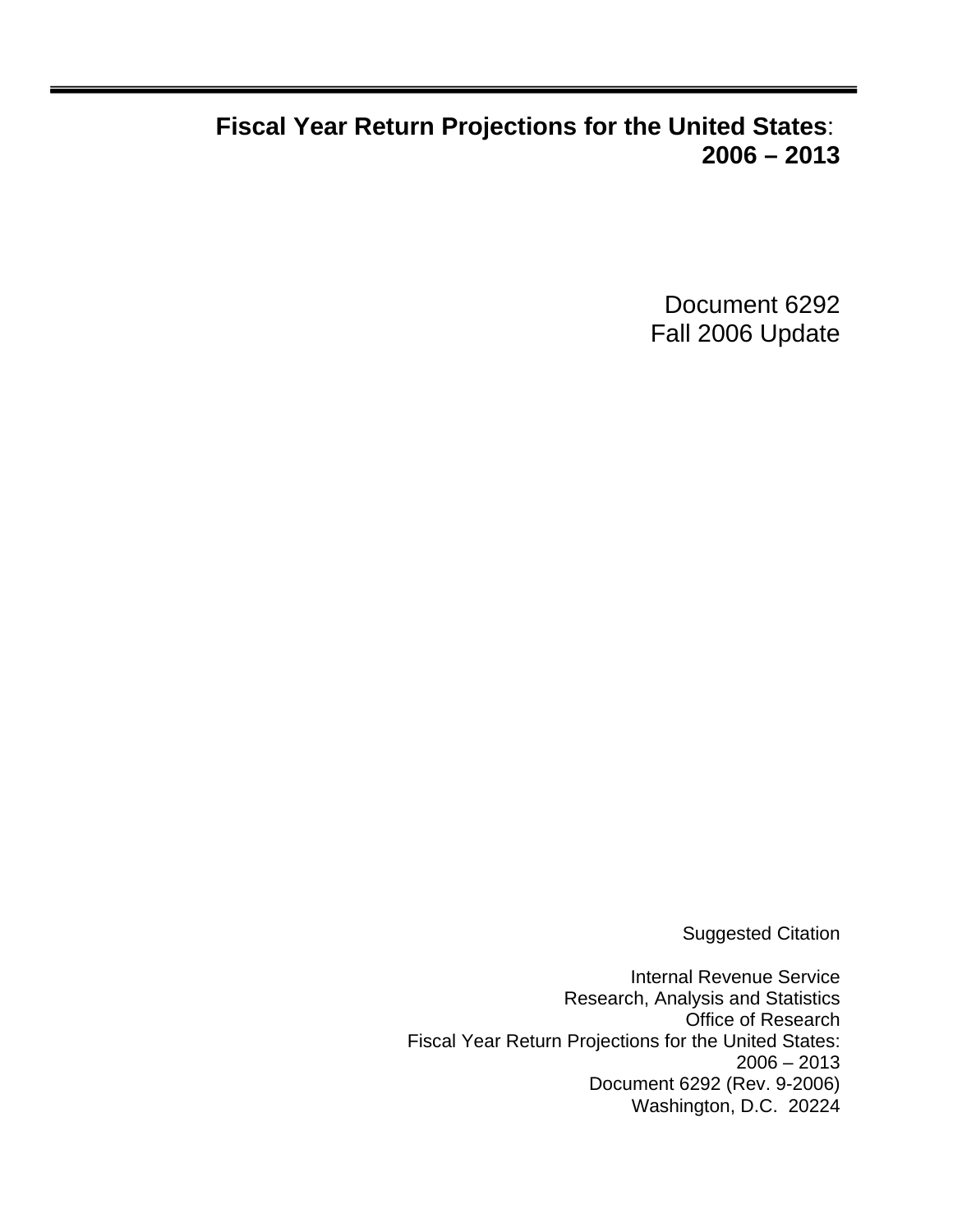# Fiscal Year Return Projections for the United States: 2006 – 2013

Document 6292
Fall 2006 Update

Suggested Citation

Internal Revenue Service
Research, Analysis and Statistics
Office of Research
Fiscal Year Return Projections for the United States:
2006 – 2013
Document 6292 (Rev. 9-2006)
Washington, D.C. 20224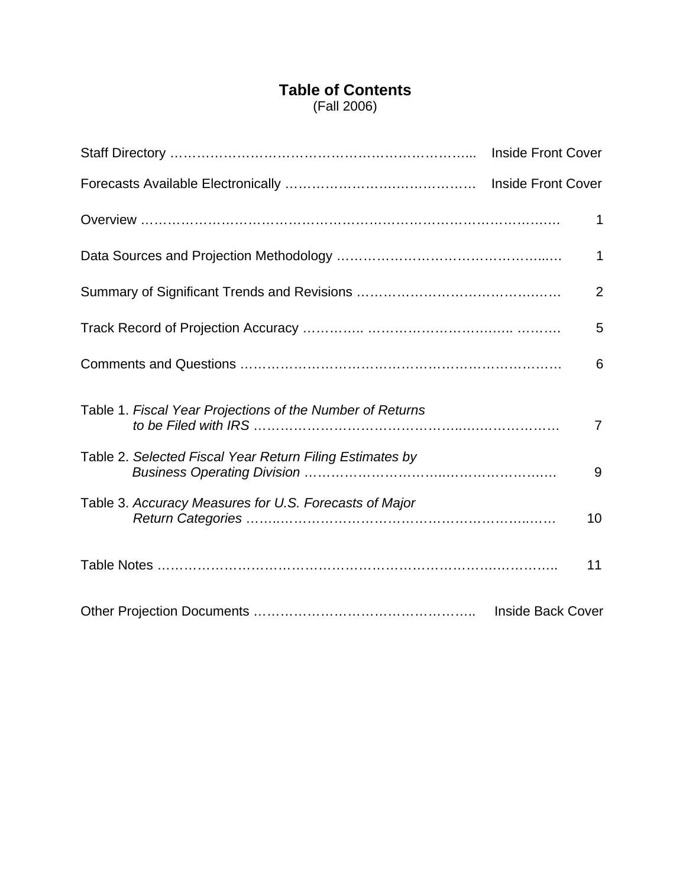# Table of Contents

(Fall 2006)

| | |
|---|---|
| Staff Directory | Inside Front Cover |
| Forecasts Available Electronically | Inside Front Cover |
| Overview | 1 |
| Data Sources and Projection Methodology | 1 |
| Summary of Significant Trends and Revisions | 2 |
| Track Record of Projection Accuracy | 5 |
| Comments and Questions | 6 |
| Table 1. *Fiscal Year Projections of the Number of Returns to be Filed with IRS* | 7 |
| Table 2. *Selected Fiscal Year Return Filing Estimates by Business Operating Division* | 9 |
| Table 3. *Accuracy Measures for U.S. Forecasts of Major Return Categories* | 10 |
| Table Notes | 11 |
| Other Projection Documents | Inside Back Cover |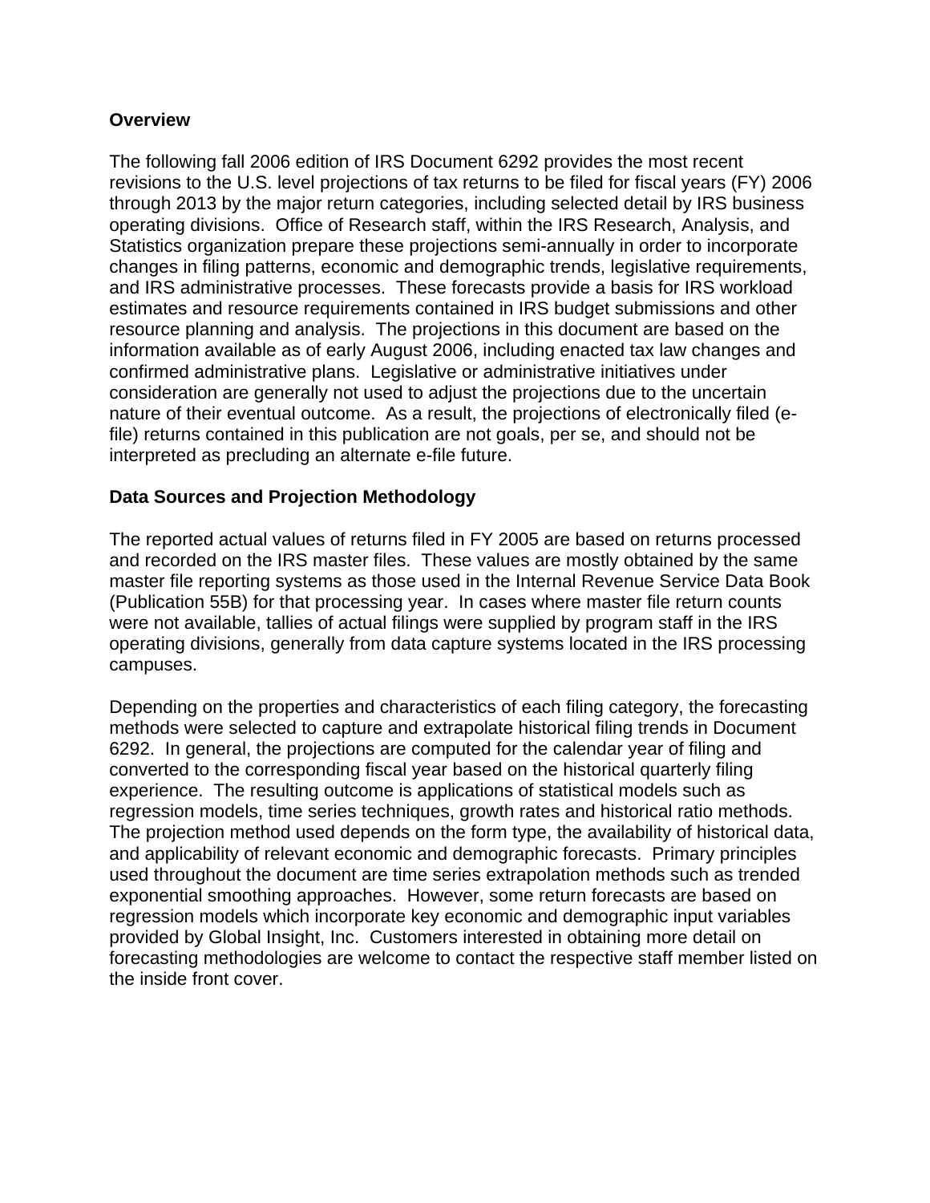## Overview

The following fall 2006 edition of IRS Document 6292 provides the most recent revisions to the U.S. level projections of tax returns to be filed for fiscal years (FY) 2006 through 2013 by the major return categories, including selected detail by IRS business operating divisions. Office of Research staff, within the IRS Research, Analysis, and Statistics organization prepare these projections semi-annually in order to incorporate changes in filing patterns, economic and demographic trends, legislative requirements, and IRS administrative processes. These forecasts provide a basis for IRS workload estimates and resource requirements contained in IRS budget submissions and other resource planning and analysis. The projections in this document are based on the information available as of early August 2006, including enacted tax law changes and confirmed administrative plans. Legislative or administrative initiatives under consideration are generally not used to adjust the projections due to the uncertain nature of their eventual outcome. As a result, the projections of electronically filed (e-file) returns contained in this publication are not goals, per se, and should not be interpreted as precluding an alternate e-file future.

## Data Sources and Projection Methodology

The reported actual values of returns filed in FY 2005 are based on returns processed and recorded on the IRS master files. These values are mostly obtained by the same master file reporting systems as those used in the Internal Revenue Service Data Book (Publication 55B) for that processing year. In cases where master file return counts were not available, tallies of actual filings were supplied by program staff in the IRS operating divisions, generally from data capture systems located in the IRS processing campuses.

Depending on the properties and characteristics of each filing category, the forecasting methods were selected to capture and extrapolate historical filing trends in Document 6292. In general, the projections are computed for the calendar year of filing and converted to the corresponding fiscal year based on the historical quarterly filing experience. The resulting outcome is applications of statistical models such as regression models, time series techniques, growth rates and historical ratio methods. The projection method used depends on the form type, the availability of historical data, and applicability of relevant economic and demographic forecasts. Primary principles used throughout the document are time series extrapolation methods such as trended exponential smoothing approaches. However, some return forecasts are based on regression models which incorporate key economic and demographic input variables provided by Global Insight, Inc. Customers interested in obtaining more detail on forecasting methodologies are welcome to contact the respective staff member listed on the inside front cover.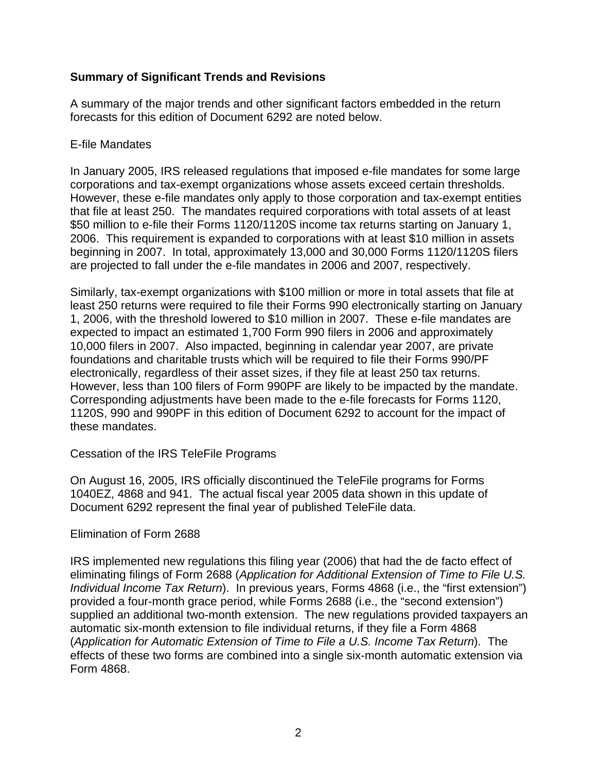## Summary of Significant Trends and Revisions

A summary of the major trends and other significant factors embedded in the return forecasts for this edition of Document 6292 are noted below.

### E-file Mandates

In January 2005, IRS released regulations that imposed e-file mandates for some large corporations and tax-exempt organizations whose assets exceed certain thresholds. However, these e-file mandates only apply to those corporation and tax-exempt entities that file at least 250. The mandates required corporations with total assets of at least $50 million to e-file their Forms 1120/1120S income tax returns starting on January 1, 2006. This requirement is expanded to corporations with at least $10 million in assets beginning in 2007. In total, approximately 13,000 and 30,000 Forms 1120/1120S filers are projected to fall under the e-file mandates in 2006 and 2007, respectively.

Similarly, tax-exempt organizations with $100 million or more in total assets that file at least 250 returns were required to file their Forms 990 electronically starting on January 1, 2006, with the threshold lowered to $10 million in 2007. These e-file mandates are expected to impact an estimated 1,700 Form 990 filers in 2006 and approximately 10,000 filers in 2007. Also impacted, beginning in calendar year 2007, are private foundations and charitable trusts which will be required to file their Forms 990/PF electronically, regardless of their asset sizes, if they file at least 250 tax returns. However, less than 100 filers of Form 990PF are likely to be impacted by the mandate. Corresponding adjustments have been made to the e-file forecasts for Forms 1120, 1120S, 990 and 990PF in this edition of Document 6292 to account for the impact of these mandates.

### Cessation of the IRS TeleFile Programs

On August 16, 2005, IRS officially discontinued the TeleFile programs for Forms 1040EZ, 4868 and 941. The actual fiscal year 2005 data shown in this update of Document 6292 represent the final year of published TeleFile data.

### Elimination of Form 2688

IRS implemented new regulations this filing year (2006) that had the de facto effect of eliminating filings of Form 2688 (*Application for Additional Extension of Time to File U.S. Individual Income Tax Return*). In previous years, Forms 4868 (i.e., the "first extension") provided a four-month grace period, while Forms 2688 (i.e., the "second extension") supplied an additional two-month extension. The new regulations provided taxpayers an automatic six-month extension to file individual returns, if they file a Form 4868 (*Application for Automatic Extension of Time to File a U.S. Income Tax Return*). The effects of these two forms are combined into a single six-month automatic extension via Form 4868.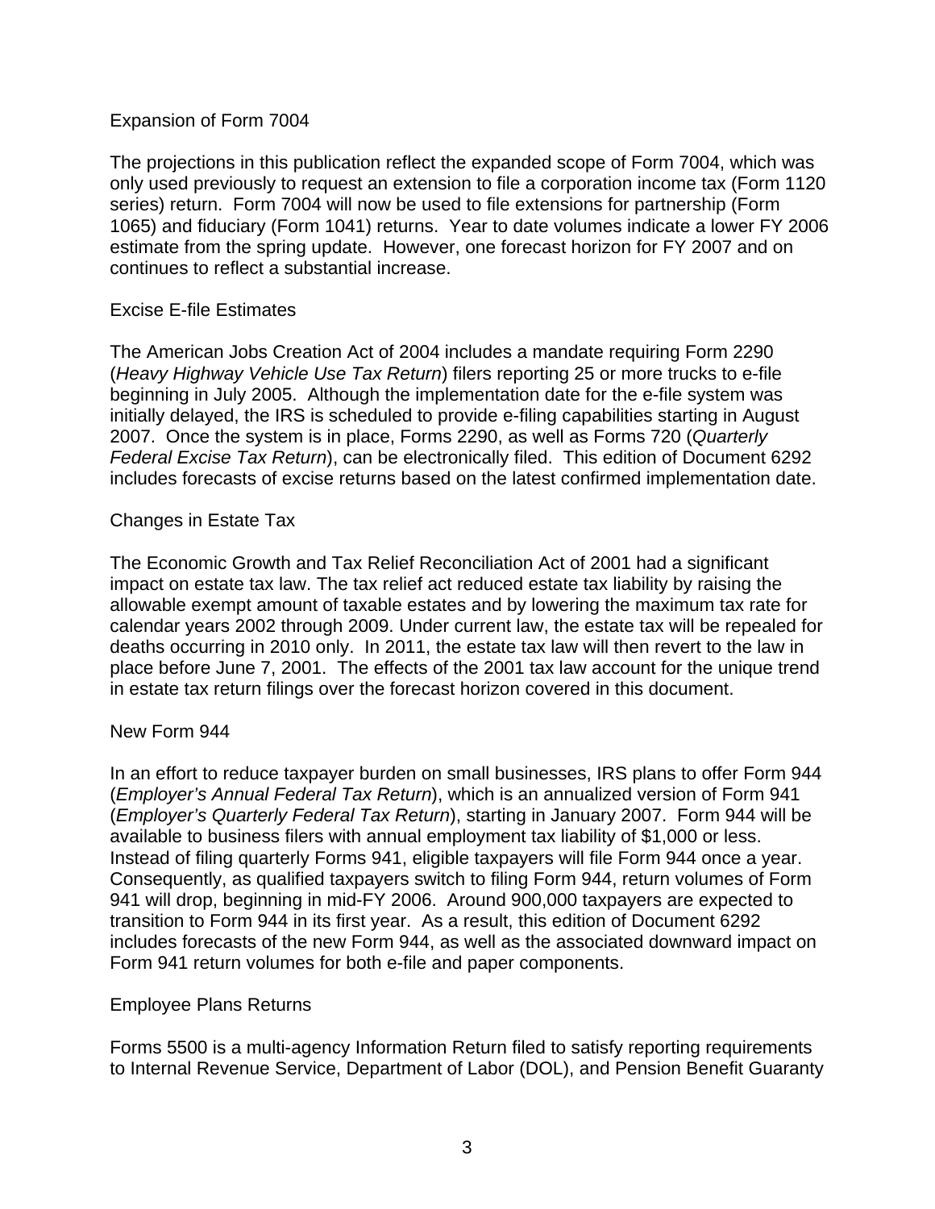## Expansion of Form 7004

The projections in this publication reflect the expanded scope of Form 7004, which was only used previously to request an extension to file a corporation income tax (Form 1120 series) return. Form 7004 will now be used to file extensions for partnership (Form 1065) and fiduciary (Form 1041) returns. Year to date volumes indicate a lower FY 2006 estimate from the spring update. However, one forecast horizon for FY 2007 and on continues to reflect a substantial increase.

## Excise E-file Estimates

The American Jobs Creation Act of 2004 includes a mandate requiring Form 2290 (*Heavy Highway Vehicle Use Tax Return*) filers reporting 25 or more trucks to e-file beginning in July 2005. Although the implementation date for the e-file system was initially delayed, the IRS is scheduled to provide e-filing capabilities starting in August 2007. Once the system is in place, Forms 2290, as well as Forms 720 (*Quarterly Federal Excise Tax Return*), can be electronically filed. This edition of Document 6292 includes forecasts of excise returns based on the latest confirmed implementation date.

## Changes in Estate Tax

The Economic Growth and Tax Relief Reconciliation Act of 2001 had a significant impact on estate tax law. The tax relief act reduced estate tax liability by raising the allowable exempt amount of taxable estates and by lowering the maximum tax rate for calendar years 2002 through 2009. Under current law, the estate tax will be repealed for deaths occurring in 2010 only. In 2011, the estate tax law will then revert to the law in place before June 7, 2001. The effects of the 2001 tax law account for the unique trend in estate tax return filings over the forecast horizon covered in this document.

## New Form 944

In an effort to reduce taxpayer burden on small businesses, IRS plans to offer Form 944 (*Employer's Annual Federal Tax Return*), which is an annualized version of Form 941 (*Employer's Quarterly Federal Tax Return*), starting in January 2007. Form 944 will be available to business filers with annual employment tax liability of $1,000 or less. Instead of filing quarterly Forms 941, eligible taxpayers will file Form 944 once a year. Consequently, as qualified taxpayers switch to filing Form 944, return volumes of Form 941 will drop, beginning in mid-FY 2006. Around 900,000 taxpayers are expected to transition to Form 944 in its first year. As a result, this edition of Document 6292 includes forecasts of the new Form 944, as well as the associated downward impact on Form 941 return volumes for both e-file and paper components.

## Employee Plans Returns

Forms 5500 is a multi-agency Information Return filed to satisfy reporting requirements to Internal Revenue Service, Department of Labor (DOL), and Pension Benefit Guaranty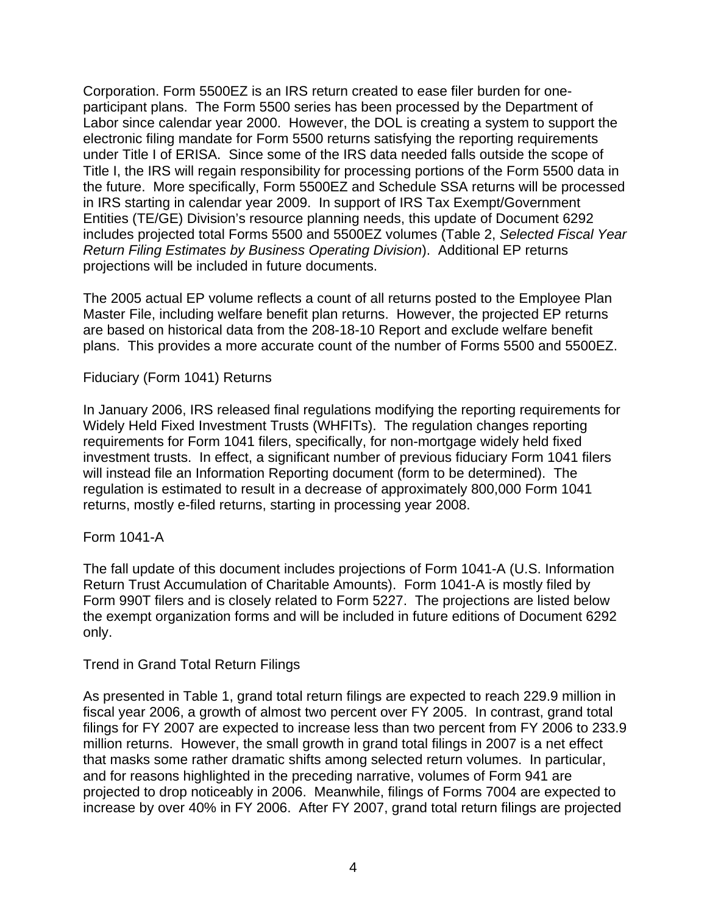Corporation. Form 5500EZ is an IRS return created to ease filer burden for one-participant plans. The Form 5500 series has been processed by the Department of Labor since calendar year 2000. However, the DOL is creating a system to support the electronic filing mandate for Form 5500 returns satisfying the reporting requirements under Title I of ERISA. Since some of the IRS data needed falls outside the scope of Title I, the IRS will regain responsibility for processing portions of the Form 5500 data in the future. More specifically, Form 5500EZ and Schedule SSA returns will be processed in IRS starting in calendar year 2009. In support of IRS Tax Exempt/Government Entities (TE/GE) Division's resource planning needs, this update of Document 6292 includes projected total Forms 5500 and 5500EZ volumes (Table 2, *Selected Fiscal Year Return Filing Estimates by Business Operating Division*). Additional EP returns projections will be included in future documents.

The 2005 actual EP volume reflects a count of all returns posted to the Employee Plan Master File, including welfare benefit plan returns. However, the projected EP returns are based on historical data from the 208-18-10 Report and exclude welfare benefit plans. This provides a more accurate count of the number of Forms 5500 and 5500EZ.

### Fiduciary (Form 1041) Returns

In January 2006, IRS released final regulations modifying the reporting requirements for Widely Held Fixed Investment Trusts (WHFITs). The regulation changes reporting requirements for Form 1041 filers, specifically, for non-mortgage widely held fixed investment trusts. In effect, a significant number of previous fiduciary Form 1041 filers will instead file an Information Reporting document (form to be determined). The regulation is estimated to result in a decrease of approximately 800,000 Form 1041 returns, mostly e-filed returns, starting in processing year 2008.

### Form 1041-A

The fall update of this document includes projections of Form 1041-A (U.S. Information Return Trust Accumulation of Charitable Amounts). Form 1041-A is mostly filed by Form 990T filers and is closely related to Form 5227. The projections are listed below the exempt organization forms and will be included in future editions of Document 6292 only.

### Trend in Grand Total Return Filings

As presented in Table 1, grand total return filings are expected to reach 229.9 million in fiscal year 2006, a growth of almost two percent over FY 2005. In contrast, grand total filings for FY 2007 are expected to increase less than two percent from FY 2006 to 233.9 million returns. However, the small growth in grand total filings in 2007 is a net effect that masks some rather dramatic shifts among selected return volumes. In particular, and for reasons highlighted in the preceding narrative, volumes of Form 941 are projected to drop noticeably in 2006. Meanwhile, filings of Forms 7004 are expected to increase by over 40% in FY 2006. After FY 2007, grand total return filings are projected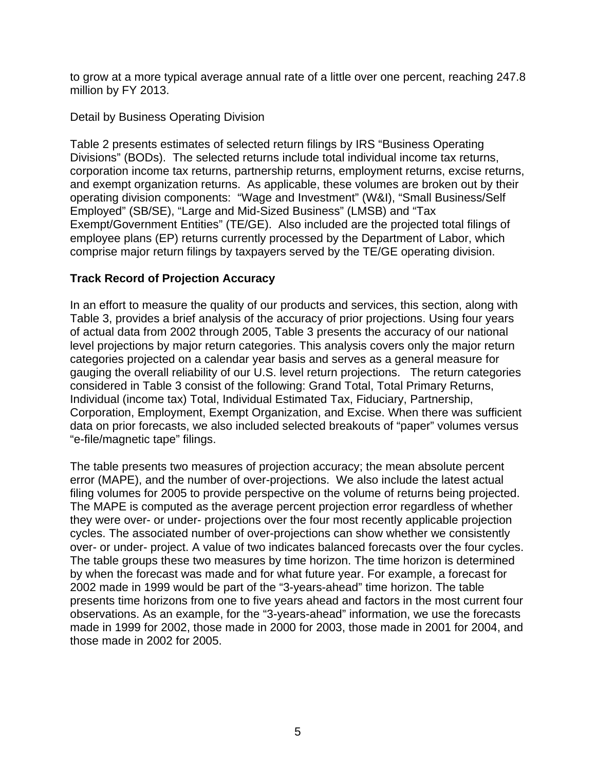to grow at a more typical average annual rate of a little over one percent, reaching 247.8 million by FY 2013.

Detail by Business Operating Division

Table 2 presents estimates of selected return filings by IRS "Business Operating Divisions" (BODs). The selected returns include total individual income tax returns, corporation income tax returns, partnership returns, employment returns, excise returns, and exempt organization returns. As applicable, these volumes are broken out by their operating division components: "Wage and Investment" (W&I), "Small Business/Self Employed" (SB/SE), "Large and Mid-Sized Business" (LMSB) and "Tax Exempt/Government Entities" (TE/GE). Also included are the projected total filings of employee plans (EP) returns currently processed by the Department of Labor, which comprise major return filings by taxpayers served by the TE/GE operating division.

## Track Record of Projection Accuracy

In an effort to measure the quality of our products and services, this section, along with Table 3, provides a brief analysis of the accuracy of prior projections. Using four years of actual data from 2002 through 2005, Table 3 presents the accuracy of our national level projections by major return categories. This analysis covers only the major return categories projected on a calendar year basis and serves as a general measure for gauging the overall reliability of our U.S. level return projections. The return categories considered in Table 3 consist of the following: Grand Total, Total Primary Returns, Individual (income tax) Total, Individual Estimated Tax, Fiduciary, Partnership, Corporation, Employment, Exempt Organization, and Excise. When there was sufficient data on prior forecasts, we also included selected breakouts of "paper" volumes versus "e-file/magnetic tape" filings.

The table presents two measures of projection accuracy; the mean absolute percent error (MAPE), and the number of over-projections. We also include the latest actual filing volumes for 2005 to provide perspective on the volume of returns being projected. The MAPE is computed as the average percent projection error regardless of whether they were over- or under- projections over the four most recently applicable projection cycles. The associated number of over-projections can show whether we consistently over- or under- project. A value of two indicates balanced forecasts over the four cycles. The table groups these two measures by time horizon. The time horizon is determined by when the forecast was made and for what future year. For example, a forecast for 2002 made in 1999 would be part of the "3-years-ahead" time horizon. The table presents time horizons from one to five years ahead and factors in the most current four observations. As an example, for the "3-years-ahead" information, we use the forecasts made in 1999 for 2002, those made in 2000 for 2003, those made in 2001 for 2004, and those made in 2002 for 2005.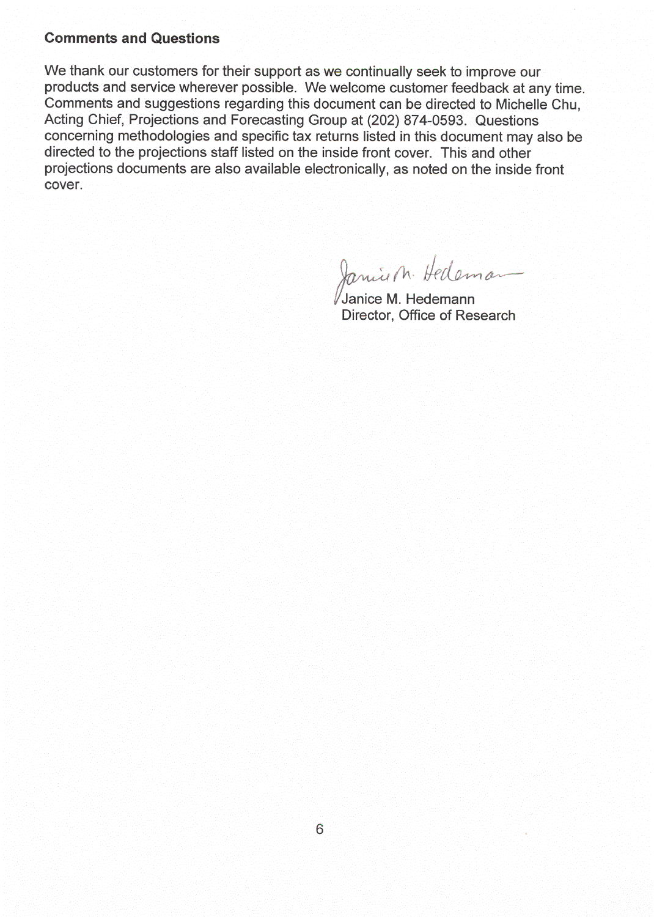**Comments and Questions**

We thank our customers for their support as we continually seek to improve our products and service wherever possible. We welcome customer feedback at any time. Comments and suggestions regarding this document can be directed to Michelle Chu, Acting Chief, Projections and Forecasting Group at (202) 874-0593. Questions concerning methodologies and specific tax returns listed in this document may also be directed to the projections staff listed on the inside front cover. This and other projections documents are also available electronically, as noted on the inside front cover.

Janice M. Hedemann
Director, Office of Research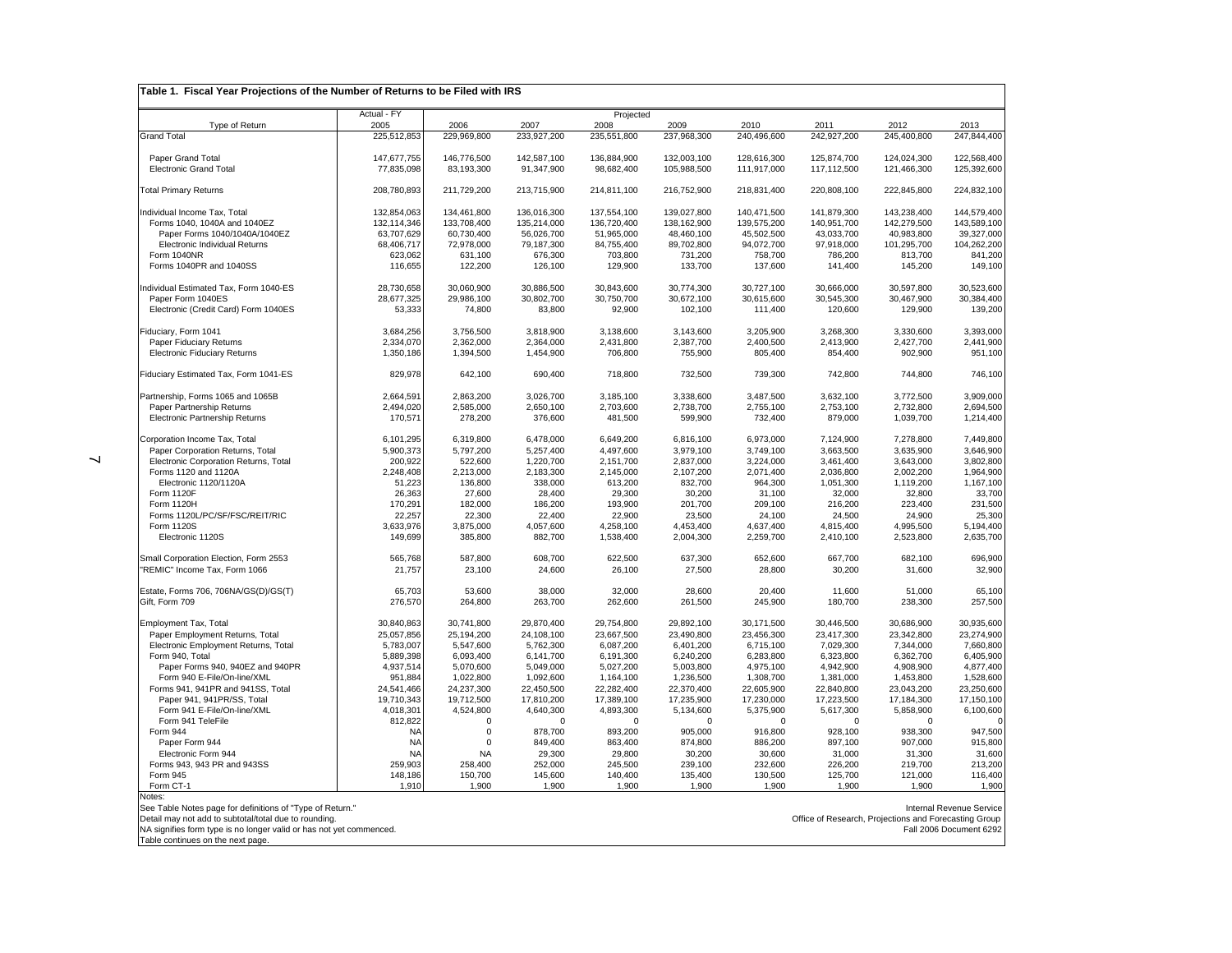## Table 1. Fiscal Year Projections of the Number of Returns to be Filed with IRS

| Type of Return | Actual - FY 2005 | Projected 2006 | 2007 | 2008 | 2009 | 2010 | 2011 | 2012 | 2013 |
|---|---|---|---|---|---|---|---|---|---|
| Grand Total | 225,512,853 | 229,969,800 | 233,927,200 | 235,551,800 | 237,968,300 | 240,496,600 | 242,927,200 | 245,400,800 | 247,844,400 |
| Paper Grand Total | 147,677,755 | 146,776,500 | 142,587,100 | 136,884,900 | 132,003,100 | 128,616,300 | 125,874,700 | 124,024,300 | 122,568,400 |
| Electronic Grand Total | 77,835,098 | 83,193,300 | 91,347,900 | 98,682,400 | 105,988,500 | 111,917,000 | 117,112,500 | 121,466,300 | 125,392,600 |
| Total Primary Returns | 208,780,893 | 211,729,200 | 213,715,900 | 214,811,100 | 216,752,900 | 218,831,400 | 220,808,100 | 222,845,800 | 224,832,100 |
| Individual Income Tax, Total | 132,854,063 | 134,461,800 | 136,016,300 | 137,554,100 | 139,027,800 | 140,471,500 | 141,879,300 | 143,238,400 | 144,579,400 |
| Forms 1040, 1040A and 1040EZ | 132,114,346 | 133,708,400 | 135,214,000 | 136,720,400 | 138,162,900 | 139,575,200 | 140,951,700 | 142,279,500 | 143,589,100 |
| Paper Forms 1040/1040A/1040EZ | 63,707,629 | 60,730,400 | 56,026,700 | 51,965,000 | 48,460,100 | 45,502,500 | 43,033,700 | 40,983,800 | 39,327,000 |
| Electronic Individual Returns | 68,406,717 | 72,978,000 | 79,187,300 | 84,755,400 | 89,702,800 | 94,072,700 | 97,918,000 | 101,295,700 | 104,262,200 |
| Form 1040NR | 623,062 | 631,100 | 676,300 | 703,800 | 731,200 | 758,700 | 786,200 | 813,700 | 841,200 |
| Forms 1040PR and 1040SS | 116,655 | 122,200 | 126,100 | 129,900 | 133,700 | 137,600 | 141,400 | 145,200 | 149,100 |
| Individual Estimated Tax, Form 1040-ES | 28,730,658 | 30,060,900 | 30,886,500 | 30,843,600 | 30,774,300 | 30,727,100 | 30,666,000 | 30,597,800 | 30,523,600 |
| Paper Form 1040ES | 28,677,325 | 29,986,100 | 30,802,700 | 30,750,700 | 30,672,100 | 30,615,600 | 30,545,300 | 30,467,900 | 30,384,400 |
| Electronic (Credit Card) Form 1040ES | 53,333 | 74,800 | 83,800 | 92,900 | 102,100 | 111,400 | 120,600 | 129,900 | 139,200 |
| Fiduciary, Form 1041 | 3,684,256 | 3,756,500 | 3,818,900 | 3,138,600 | 3,143,600 | 3,205,900 | 3,268,300 | 3,330,600 | 3,393,000 |
| Paper Fiduciary Returns | 2,334,070 | 2,362,000 | 2,364,000 | 2,431,800 | 2,387,700 | 2,400,500 | 2,413,900 | 2,427,700 | 2,441,900 |
| Electronic Fiduciary Returns | 1,350,186 | 1,394,500 | 1,454,900 | 706,800 | 755,900 | 805,400 | 854,400 | 902,900 | 951,100 |
| Fiduciary Estimated Tax, Form 1041-ES | 829,978 | 642,100 | 690,400 | 718,800 | 732,500 | 739,300 | 742,800 | 744,800 | 746,100 |
| Partnership, Forms 1065 and 1065B | 2,664,591 | 2,863,200 | 3,026,700 | 3,185,100 | 3,338,600 | 3,487,500 | 3,632,100 | 3,772,500 | 3,909,000 |
| Paper Partnership Returns | 2,494,020 | 2,585,000 | 2,650,100 | 2,703,600 | 2,738,700 | 2,755,100 | 2,753,100 | 2,732,800 | 2,694,500 |
| Electronic Partnership Returns | 170,571 | 278,200 | 376,600 | 481,500 | 599,900 | 732,400 | 879,000 | 1,039,700 | 1,214,400 |
| Corporation Income Tax, Total | 6,101,295 | 6,319,800 | 6,478,000 | 6,649,200 | 6,816,100 | 6,973,000 | 7,124,900 | 7,278,800 | 7,449,800 |
| Paper Corporation Returns, Total | 5,900,373 | 5,797,200 | 5,257,400 | 4,497,600 | 3,979,100 | 3,749,100 | 3,663,500 | 3,635,900 | 3,646,900 |
| Electronic Corporation Returns, Total | 200,922 | 522,600 | 1,220,700 | 2,151,700 | 2,837,000 | 3,224,000 | 3,461,400 | 3,643,000 | 3,802,800 |
| Forms 1120 and 1120A | 2,248,408 | 2,213,000 | 2,183,300 | 2,145,000 | 2,107,200 | 2,071,400 | 2,036,800 | 2,002,200 | 1,964,900 |
| Electronic 1120/1120A | 51,223 | 136,800 | 338,000 | 613,200 | 832,700 | 964,300 | 1,051,300 | 1,119,200 | 1,167,100 |
| Form 1120F | 26,363 | 27,600 | 28,400 | 29,300 | 30,200 | 31,100 | 32,000 | 32,800 | 33,700 |
| Form 1120H | 170,291 | 182,000 | 186,200 | 193,900 | 201,700 | 209,100 | 216,200 | 223,400 | 231,500 |
| Forms 1120L/PC/SF/FSC/REIT/RIC | 22,257 | 22,300 | 22,400 | 22,900 | 23,500 | 24,100 | 24,500 | 24,900 | 25,300 |
| Form 1120S | 3,633,976 | 3,875,000 | 4,057,600 | 4,258,100 | 4,453,400 | 4,637,400 | 4,815,400 | 4,995,500 | 5,194,400 |
| Electronic 1120S | 149,699 | 385,800 | 882,700 | 1,538,400 | 2,004,300 | 2,259,700 | 2,410,100 | 2,523,800 | 2,635,700 |
| Small Corporation Election, Form 2553 | 565,768 | 587,800 | 608,700 | 622,500 | 637,300 | 652,600 | 667,700 | 682,100 | 696,900 |
| "REMIC" Income Tax, Form 1066 | 21,757 | 23,100 | 24,600 | 26,100 | 27,500 | 28,800 | 30,200 | 31,600 | 32,900 |
| Estate, Forms 706, 706NA/GS(D)/GS(T) | 65,703 | 53,600 | 38,000 | 32,000 | 28,600 | 20,400 | 11,600 | 51,000 | 65,100 |
| Gift, Form 709 | 276,570 | 264,800 | 263,700 | 262,600 | 261,500 | 245,900 | 180,700 | 238,300 | 257,500 |
| Employment Tax, Total | 30,840,863 | 30,741,800 | 29,870,400 | 29,754,800 | 29,892,100 | 30,171,500 | 30,446,500 | 30,686,900 | 30,935,600 |
| Paper Employment Returns, Total | 25,057,856 | 25,194,200 | 24,108,100 | 23,667,500 | 23,490,800 | 23,456,300 | 23,417,300 | 23,342,800 | 23,274,900 |
| Electronic Employment Returns, Total | 5,783,007 | 5,547,600 | 5,762,300 | 6,087,200 | 6,401,200 | 6,715,100 | 7,029,300 | 7,344,000 | 7,660,800 |
| Form 940, Total | 5,889,398 | 6,093,400 | 6,141,700 | 6,191,300 | 6,240,200 | 6,283,800 | 6,323,800 | 6,362,700 | 6,405,900 |
| Paper Forms 940, 940EZ and 940PR | 4,937,514 | 5,070,600 | 5,049,000 | 5,027,200 | 5,003,800 | 4,975,100 | 4,942,900 | 4,908,900 | 4,877,400 |
| Form 940 E-File/On-line/XML | 951,884 | 1,022,800 | 1,092,600 | 1,164,100 | 1,236,500 | 1,308,700 | 1,381,000 | 1,453,800 | 1,528,600 |
| Forms 941, 941PR and 941SS, Total | 24,541,466 | 24,237,300 | 22,450,500 | 22,282,400 | 22,370,400 | 22,605,900 | 22,840,800 | 23,043,200 | 23,250,600 |
| Paper 941, 941PR/SS, Total | 19,710,343 | 19,712,500 | 17,810,200 | 17,389,100 | 17,235,900 | 17,230,000 | 17,223,500 | 17,184,300 | 17,150,100 |
| Form 941 E-File/On-line/XML | 4,018,301 | 4,524,800 | 4,640,300 | 4,893,300 | 5,134,600 | 5,375,900 | 5,617,300 | 5,858,900 | 6,100,600 |
| Form 941 TeleFile | 812,822 | 0 | 0 | 0 | 0 | 0 | 0 | 0 | 0 |
| Form 944 | NA | 0 | 878,700 | 893,200 | 905,000 | 916,800 | 928,100 | 938,300 | 947,500 |
| Paper Form 944 | NA | 0 | 849,400 | 863,400 | 874,800 | 886,200 | 897,100 | 907,000 | 915,800 |
| Electronic Form 944 | NA | NA | 29,300 | 29,800 | 30,200 | 30,600 | 31,000 | 31,300 | 31,600 |
| Forms 943, 943 PR and 943SS | 259,903 | 258,400 | 252,000 | 245,500 | 239,100 | 232,600 | 226,200 | 219,700 | 213,200 |
| Form 945 | 148,186 | 150,700 | 145,600 | 140,400 | 135,400 | 130,500 | 125,700 | 121,000 | 116,400 |
| Form CT-1 | 1,910 | 1,900 | 1,900 | 1,900 | 1,900 | 1,900 | 1,900 | 1,900 | 1,900 |

Notes:
See Table Notes page for definitions of "Type of Return."
Detail may not add to subtotal/total due to rounding.
NA signifies form type is no longer valid or has not yet commenced.
Table continues on the next page.

Internal Revenue Service
Office of Research, Projections and Forecasting Group
Fall 2006 Document 6292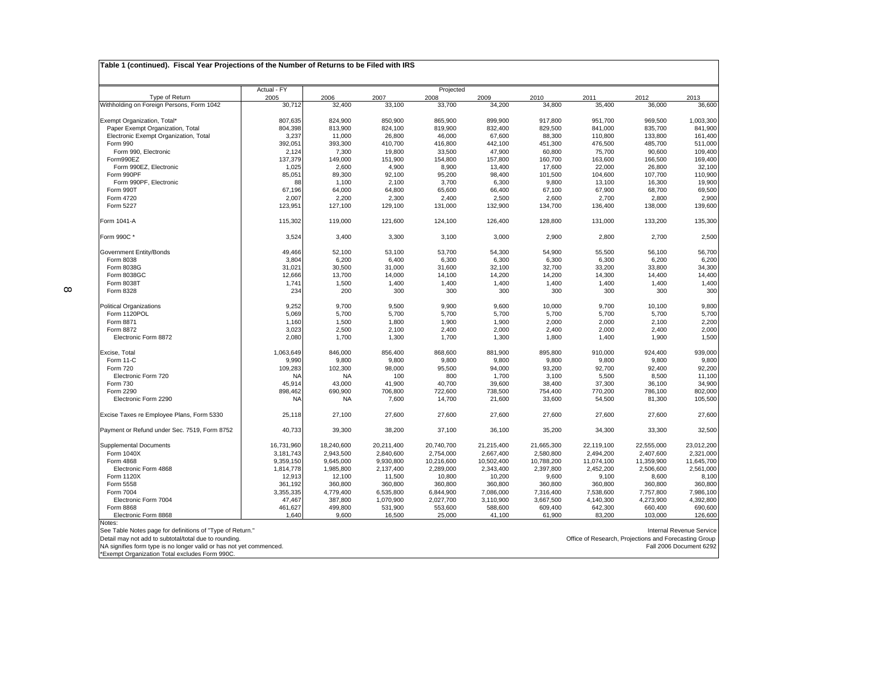**Table 1 (continued). Fiscal Year Projections of the Number of Returns to be Filed with IRS**

| Type of Return | Actual - FY 2005 | Projected 2006 | 2007 | 2008 | 2009 | 2010 | 2011 | 2012 | 2013 |
|---|---|---|---|---|---|---|---|---|---|
| Withholding on Foreign Persons, Form 1042 | 30,712 | 32,400 | 33,100 | 33,700 | 34,200 | 34,800 | 35,400 | 36,000 | 36,600 |
| | | | | | | | | | |
| Exempt Organization, Total* | 807,635 | 824,900 | 850,900 | 865,900 | 899,900 | 917,800 | 951,700 | 969,500 | 1,003,300 |
| Paper Exempt Organization, Total | 804,398 | 813,900 | 824,100 | 819,900 | 832,400 | 829,500 | 841,000 | 835,700 | 841,900 |
| Electronic Exempt Organization, Total | 3,237 | 11,000 | 26,800 | 46,000 | 67,600 | 88,300 | 110,800 | 133,800 | 161,400 |
| Form 990 | 392,051 | 393,300 | 410,700 | 416,800 | 442,100 | 451,300 | 476,500 | 485,700 | 511,000 |
| Form 990, Electronic | 2,124 | 7,300 | 19,800 | 33,500 | 47,900 | 60,800 | 75,700 | 90,600 | 109,400 |
| Form990EZ | 137,379 | 149,000 | 151,900 | 154,800 | 157,800 | 160,700 | 163,600 | 166,500 | 169,400 |
| Form 990EZ, Electronic | 1,025 | 2,600 | 4,900 | 8,900 | 13,400 | 17,600 | 22,000 | 26,800 | 32,100 |
| Form 990PF | 85,051 | 89,300 | 92,100 | 95,200 | 98,400 | 101,500 | 104,600 | 107,700 | 110,900 |
| Form 990PF, Electronic | 88 | 1,100 | 2,100 | 3,700 | 6,300 | 9,800 | 13,100 | 16,300 | 19,900 |
| Form 990T | 67,196 | 64,000 | 64,800 | 65,600 | 66,400 | 67,100 | 67,900 | 68,700 | 69,500 |
| Form 4720 | 2,007 | 2,200 | 2,300 | 2,400 | 2,500 | 2,600 | 2,700 | 2,800 | 2,900 |
| Form 5227 | 123,951 | 127,100 | 129,100 | 131,000 | 132,900 | 134,700 | 136,400 | 138,000 | 139,600 |
| | | | | | | | | | |
| Form 1041-A | 115,302 | 119,000 | 121,600 | 124,100 | 126,400 | 128,800 | 131,000 | 133,200 | 135,300 |
| | | | | | | | | | |
| Form 990C * | 3,524 | 3,400 | 3,300 | 3,100 | 3,000 | 2,900 | 2,800 | 2,700 | 2,500 |
| | | | | | | | | | |
| Government Entity/Bonds | 49,466 | 52,100 | 53,100 | 53,700 | 54,300 | 54,900 | 55,500 | 56,100 | 56,700 |
| Form 8038 | 3,804 | 6,200 | 6,400 | 6,300 | 6,300 | 6,300 | 6,300 | 6,200 | 6,200 |
| Form 8038G | 31,021 | 30,500 | 31,000 | 31,600 | 32,100 | 32,700 | 33,200 | 33,800 | 34,300 |
| Form 8038GC | 12,666 | 13,700 | 14,000 | 14,100 | 14,200 | 14,200 | 14,300 | 14,400 | 14,400 |
| Form 8038T | 1,741 | 1,500 | 1,400 | 1,400 | 1,400 | 1,400 | 1,400 | 1,400 | 1,400 |
| Form 8328 | 234 | 200 | 300 | 300 | 300 | 300 | 300 | 300 | 300 |
| | | | | | | | | | |
| Political Organizations | 9,252 | 9,700 | 9,500 | 9,900 | 9,600 | 10,000 | 9,700 | 10,100 | 9,800 |
| Form 1120POL | 5,069 | 5,700 | 5,700 | 5,700 | 5,700 | 5,700 | 5,700 | 5,700 | 5,700 |
| Form 8871 | 1,160 | 1,500 | 1,800 | 1,900 | 1,900 | 2,000 | 2,000 | 2,100 | 2,200 |
| Form 8872 | 3,023 | 2,500 | 2,100 | 2,400 | 2,000 | 2,400 | 2,000 | 2,400 | 2,000 |
| Electronic Form 8872 | 2,080 | 1,700 | 1,300 | 1,700 | 1,300 | 1,800 | 1,400 | 1,900 | 1,500 |
| | | | | | | | | | |
| Excise, Total | 1,063,649 | 846,000 | 856,400 | 868,600 | 881,900 | 895,800 | 910,000 | 924,400 | 939,000 |
| Form 11-C | 9,990 | 9,800 | 9,800 | 9,800 | 9,800 | 9,800 | 9,800 | 9,800 | 9,800 |
| Form 720 | 109,283 | 102,300 | 98,000 | 95,500 | 94,000 | 93,200 | 92,700 | 92,400 | 92,200 |
| Electronic Form 720 | NA | NA | 100 | 800 | 1,700 | 3,100 | 5,500 | 8,500 | 11,100 |
| Form 730 | 45,914 | 43,000 | 41,900 | 40,700 | 39,600 | 38,400 | 37,300 | 36,100 | 34,900 |
| Form 2290 | 898,462 | 690,900 | 706,800 | 722,600 | 738,500 | 754,400 | 770,200 | 786,100 | 802,000 |
| Electronic Form 2290 | NA | NA | 7,600 | 14,700 | 21,600 | 33,600 | 54,500 | 81,300 | 105,500 |
| | | | | | | | | | |
| Excise Taxes re Employee Plans, Form 5330 | 25,118 | 27,100 | 27,600 | 27,600 | 27,600 | 27,600 | 27,600 | 27,600 | 27,600 |
| | | | | | | | | | |
| Payment or Refund under Sec. 7519, Form 8752 | 40,733 | 39,300 | 38,200 | 37,100 | 36,100 | 35,200 | 34,300 | 33,300 | 32,500 |
| | | | | | | | | | |
| Supplemental Documents | 16,731,960 | 18,240,600 | 20,211,400 | 20,740,700 | 21,215,400 | 21,665,300 | 22,119,100 | 22,555,000 | 23,012,200 |
| Form 1040X | 3,181,743 | 2,943,500 | 2,840,600 | 2,754,000 | 2,667,400 | 2,580,800 | 2,494,200 | 2,407,600 | 2,321,000 |
| Form 4868 | 9,359,150 | 9,645,000 | 9,930,800 | 10,216,600 | 10,502,400 | 10,788,200 | 11,074,100 | 11,359,900 | 11,645,700 |
| Electronic Form 4868 | 1,814,778 | 1,985,800 | 2,137,400 | 2,289,000 | 2,343,400 | 2,397,800 | 2,452,200 | 2,506,600 | 2,561,000 |
| Form 1120X | 12,913 | 12,100 | 11,500 | 10,800 | 10,200 | 9,600 | 9,100 | 8,600 | 8,100 |
| Form 5558 | 361,192 | 360,800 | 360,800 | 360,800 | 360,800 | 360,800 | 360,800 | 360,800 | 360,800 |
| Form 7004 | 3,355,335 | 4,779,400 | 6,535,800 | 6,844,900 | 7,086,000 | 7,316,400 | 7,538,600 | 7,757,800 | 7,986,100 |
| Electronic Form 7004 | 47,467 | 387,800 | 1,070,900 | 2,027,700 | 3,110,900 | 3,667,500 | 4,140,300 | 4,273,900 | 4,392,800 |
| Form 8868 | 461,627 | 499,800 | 531,900 | 553,600 | 588,600 | 609,400 | 642,300 | 660,400 | 690,600 |
| Electronic Form 8868 | 1,640 | 9,600 | 16,500 | 25,000 | 41,100 | 61,900 | 83,200 | 103,000 | 126,600 |

Notes:
See Table Notes page for definitions of "Type of Return."
Detail may not add to subtotal/total due to rounding.
NA signifies form type is no longer valid or has not yet commenced.
*Exempt Organization Total excludes Form 990C.

Internal Revenue Service
Office of Research, Projections and Forecasting Group
Fall 2006 Document 6292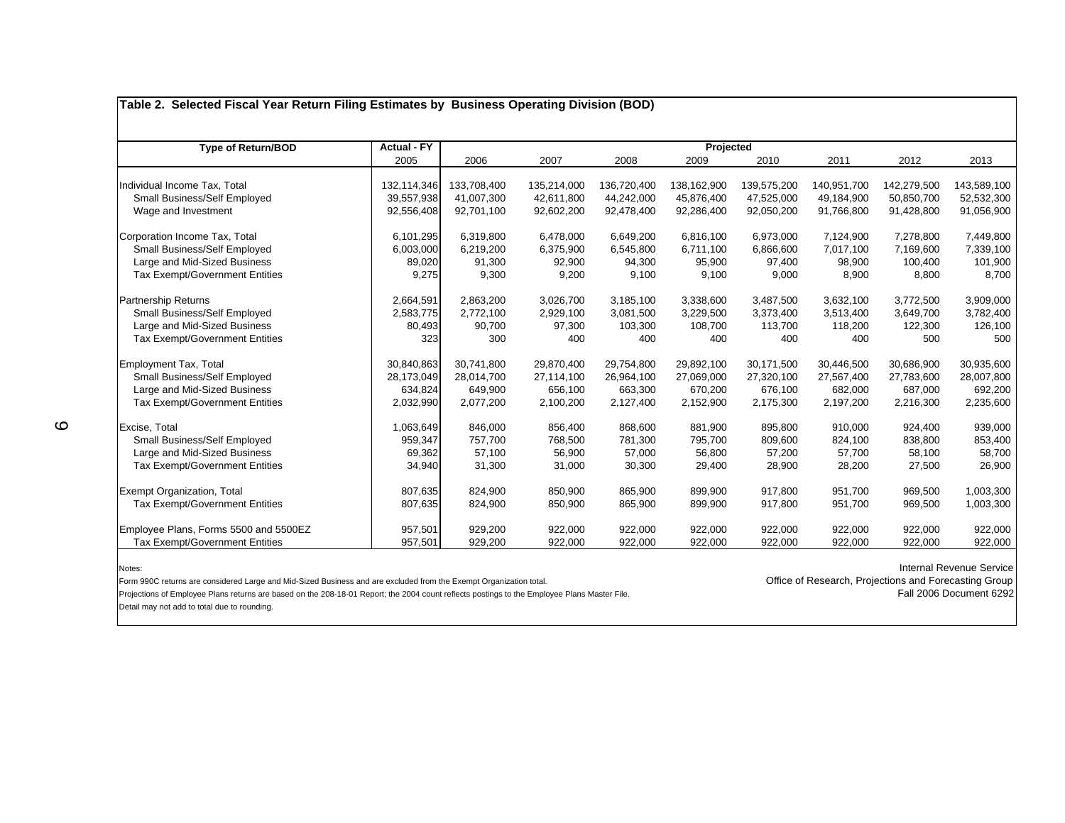## Table 2. Selected Fiscal Year Return Filing Estimates by Business Operating Division (BOD)

| Type of Return/BOD | Actual - FY | Projected | | | | | | | |
|---|---|---|---|---|---|---|---|---|---|
| | 2005 | 2006 | 2007 | 2008 | 2009 | 2010 | 2011 | 2012 | 2013 |
| Individual Income Tax, Total | 132,114,346 | 133,708,400 | 135,214,000 | 136,720,400 | 138,162,900 | 139,575,200 | 140,951,700 | 142,279,500 | 143,589,100 |
| Small Business/Self Employed | 39,557,938 | 41,007,300 | 42,611,800 | 44,242,000 | 45,876,400 | 47,525,000 | 49,184,900 | 50,850,700 | 52,532,300 |
| Wage and Investment | 92,556,408 | 92,701,100 | 92,602,200 | 92,478,400 | 92,286,400 | 92,050,200 | 91,766,800 | 91,428,800 | 91,056,900 |
| Corporation Income Tax, Total | 6,101,295 | 6,319,800 | 6,478,000 | 6,649,200 | 6,816,100 | 6,973,000 | 7,124,900 | 7,278,800 | 7,449,800 |
| Small Business/Self Employed | 6,003,000 | 6,219,200 | 6,375,900 | 6,545,800 | 6,711,100 | 6,866,600 | 7,017,100 | 7,169,600 | 7,339,100 |
| Large and Mid-Sized Business | 89,020 | 91,300 | 92,900 | 94,300 | 95,900 | 97,400 | 98,900 | 100,400 | 101,900 |
| Tax Exempt/Government Entities | 9,275 | 9,300 | 9,200 | 9,100 | 9,100 | 9,000 | 8,900 | 8,800 | 8,700 |
| Partnership Returns | 2,664,591 | 2,863,200 | 3,026,700 | 3,185,100 | 3,338,600 | 3,487,500 | 3,632,100 | 3,772,500 | 3,909,000 |
| Small Business/Self Employed | 2,583,775 | 2,772,100 | 2,929,100 | 3,081,500 | 3,229,500 | 3,373,400 | 3,513,400 | 3,649,700 | 3,782,400 |
| Large and Mid-Sized Business | 80,493 | 90,700 | 97,300 | 103,300 | 108,700 | 113,700 | 118,200 | 122,300 | 126,100 |
| Tax Exempt/Government Entities | 323 | 300 | 400 | 400 | 400 | 400 | 400 | 500 | 500 |
| Employment Tax, Total | 30,840,863 | 30,741,800 | 29,870,400 | 29,754,800 | 29,892,100 | 30,171,500 | 30,446,500 | 30,686,900 | 30,935,600 |
| Small Business/Self Employed | 28,173,049 | 28,014,700 | 27,114,100 | 26,964,100 | 27,069,000 | 27,320,100 | 27,567,400 | 27,783,600 | 28,007,800 |
| Large and Mid-Sized Business | 634,824 | 649,900 | 656,100 | 663,300 | 670,200 | 676,100 | 682,000 | 687,000 | 692,200 |
| Tax Exempt/Government Entities | 2,032,990 | 2,077,200 | 2,100,200 | 2,127,400 | 2,152,900 | 2,175,300 | 2,197,200 | 2,216,300 | 2,235,600 |
| Excise, Total | 1,063,649 | 846,000 | 856,400 | 868,600 | 881,900 | 895,800 | 910,000 | 924,400 | 939,000 |
| Small Business/Self Employed | 959,347 | 757,700 | 768,500 | 781,300 | 795,700 | 809,600 | 824,100 | 838,800 | 853,400 |
| Large and Mid-Sized Business | 69,362 | 57,100 | 56,900 | 57,000 | 56,800 | 57,200 | 57,700 | 58,100 | 58,700 |
| Tax Exempt/Government Entities | 34,940 | 31,300 | 31,000 | 30,300 | 29,400 | 28,900 | 28,200 | 27,500 | 26,900 |
| Exempt Organization, Total | 807,635 | 824,900 | 850,900 | 865,900 | 899,900 | 917,800 | 951,700 | 969,500 | 1,003,300 |
| Tax Exempt/Government Entities | 807,635 | 824,900 | 850,900 | 865,900 | 899,900 | 917,800 | 951,700 | 969,500 | 1,003,300 |
| Employee Plans, Forms 5500 and 5500EZ | 957,501 | 929,200 | 922,000 | 922,000 | 922,000 | 922,000 | 922,000 | 922,000 | 922,000 |
| Tax Exempt/Government Entities | 957,501 | 929,200 | 922,000 | 922,000 | 922,000 | 922,000 | 922,000 | 922,000 | 922,000 |

Notes:

Form 990C returns are considered Large and Mid-Sized Business and are excluded from the Exempt Organization total.

Projections of Employee Plans returns are based on the 208-18-01 Report; the 2004 count reflects postings to the Employee Plans Master File.

Detail may not add to total due to rounding.

Internal Revenue Service
Office of Research, Projections and Forecasting Group
Fall 2006 Document 6292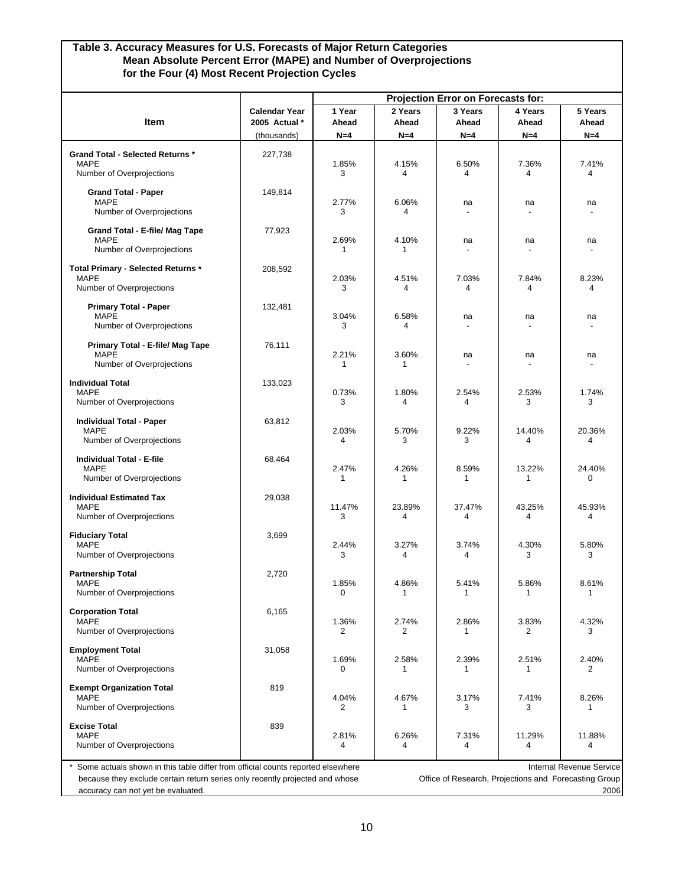**Table 3. Accuracy Measures for U.S. Forecasts of Major Return Categories**
**Mean Absolute Percent Error (MAPE) and Number of Overprojections**
**for the Four (4) Most Recent Projection Cycles**

| Item | Calendar Year 2005 Actual * (thousands) | Projection Error on Forecasts for: 1 Year Ahead N=4 | 2 Years Ahead N=4 | 3 Years Ahead N=4 | 4 Years Ahead N=4 | 5 Years Ahead N=4 |
|---|---|---|---|---|---|---|
| **Grand Total - Selected Returns *** | 227,738 | | | | | |
| MAPE | | 1.85% | 4.15% | 6.50% | 7.36% | 7.41% |
| Number of Overprojections | | 3 | 4 | 4 | 4 | 4 |
| **Grand Total - Paper** | 149,814 | | | | | |
| MAPE | | 2.77% | 6.06% | na | na | na |
| Number of Overprojections | | 3 | 4 | - | - | - |
| **Grand Total - E-file/ Mag Tape** | 77,923 | | | | | |
| MAPE | | 2.69% | 4.10% | na | na | na |
| Number of Overprojections | | 1 | 1 | - | - | - |
| **Total Primary - Selected Returns *** | 208,592 | | | | | |
| MAPE | | 2.03% | 4.51% | 7.03% | 7.84% | 8.23% |
| Number of Overprojections | | 3 | 4 | 4 | 4 | 4 |
| **Primary Total - Paper** | 132,481 | | | | | |
| MAPE | | 3.04% | 6.58% | na | na | na |
| Number of Overprojections | | 3 | 4 | - | - | - |
| **Primary Total - E-file/ Mag Tape** | 76,111 | | | | | |
| MAPE | | 2.21% | 3.60% | na | na | na |
| Number of Overprojections | | 1 | 1 | - | - | - |
| **Individual Total** | 133,023 | | | | | |
| MAPE | | 0.73% | 1.80% | 2.54% | 2.53% | 1.74% |
| Number of Overprojections | | 3 | 4 | 4 | 3 | 3 |
| **Individual Total - Paper** | 63,812 | | | | | |
| MAPE | | 2.03% | 5.70% | 9.22% | 14.40% | 20.36% |
| Number of Overprojections | | 4 | 3 | 3 | 4 | 4 |
| **Individual Total - E-file** | 68,464 | | | | | |
| MAPE | | 2.47% | 4.26% | 8.59% | 13.22% | 24.40% |
| Number of Overprojections | | 1 | 1 | 1 | 1 | 0 |
| **Individual Estimated Tax** | 29,038 | | | | | |
| MAPE | | 11.47% | 23.89% | 37.47% | 43.25% | 45.93% |
| Number of Overprojections | | 3 | 4 | 4 | 4 | 4 |
| **Fiduciary Total** | 3,699 | | | | | |
| MAPE | | 2.44% | 3.27% | 3.74% | 4.30% | 5.80% |
| Number of Overprojections | | 3 | 4 | 4 | 3 | 3 |
| **Partnership Total** | 2,720 | | | | | |
| MAPE | | 1.85% | 4.86% | 5.41% | 5.86% | 8.61% |
| Number of Overprojections | | 0 | 1 | 1 | 1 | 1 |
| **Corporation Total** | 6,165 | | | | | |
| MAPE | | 1.36% | 2.74% | 2.86% | 3.83% | 4.32% |
| Number of Overprojections | | 2 | 2 | 1 | 2 | 3 |
| **Employment Total** | 31,058 | | | | | |
| MAPE | | 1.69% | 2.58% | 2.39% | 2.51% | 2.40% |
| Number of Overprojections | | 0 | 1 | 1 | 1 | 2 |
| **Exempt Organization Total** | 819 | | | | | |
| MAPE | | 4.04% | 4.67% | 3.17% | 7.41% | 8.26% |
| Number of Overprojections | | 2 | 1 | 3 | 3 | 1 |
| **Excise Total** | 839 | | | | | |
| MAPE | | 2.81% | 6.26% | 7.31% | 11.29% | 11.88% |
| Number of Overprojections | | 4 | 4 | 4 | 4 | 4 |

\* Some actuals shown in this table differ from official counts reported elsewhere because they exclude certain return series only recently projected and whose accuracy can not yet be evaluated.

Internal Revenue Service
Office of Research, Projections and Forecasting Group
2006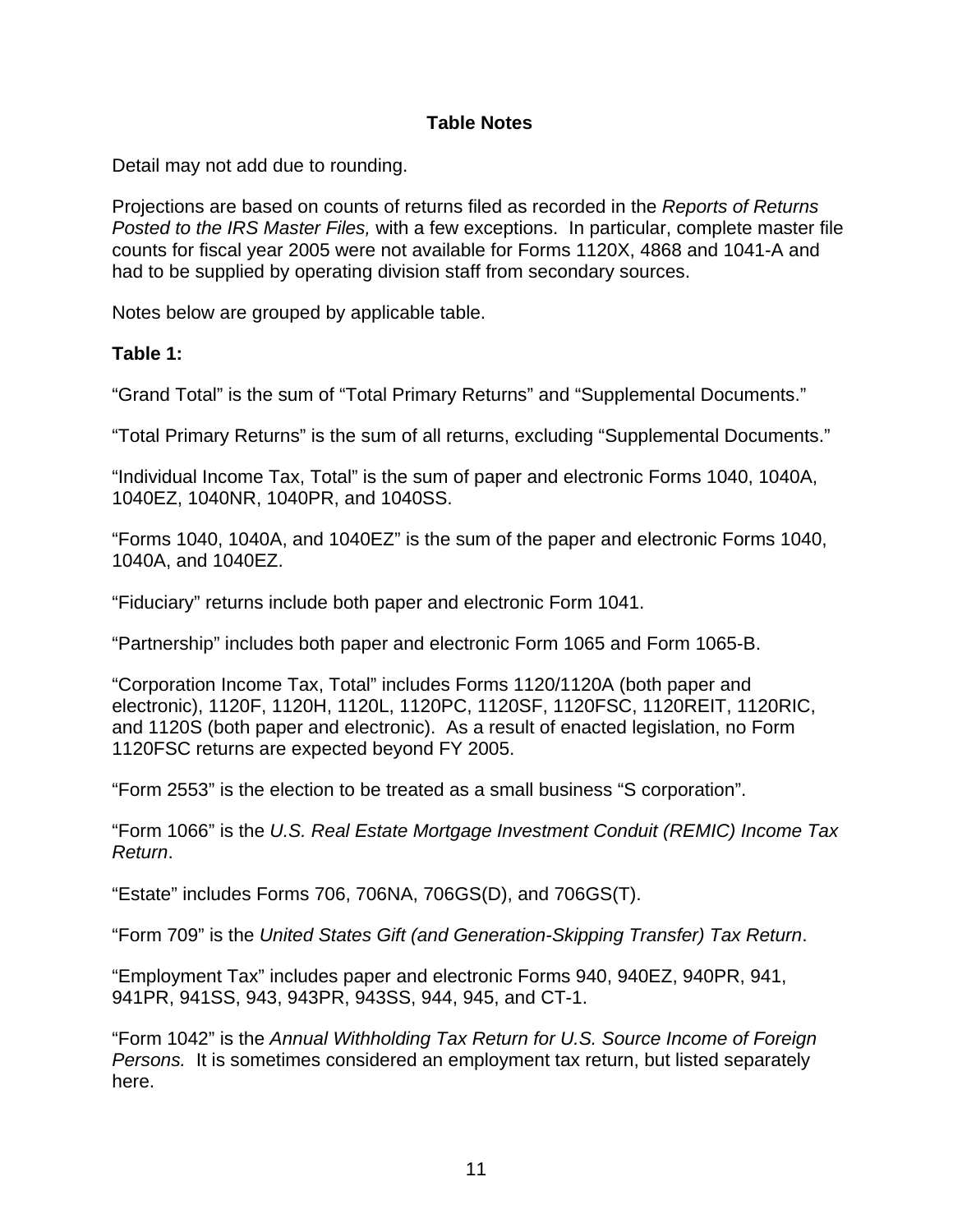## Table Notes

Detail may not add due to rounding.

Projections are based on counts of returns filed as recorded in the *Reports of Returns Posted to the IRS Master Files,* with a few exceptions. In particular, complete master file counts for fiscal year 2005 were not available for Forms 1120X, 4868 and 1041-A and had to be supplied by operating division staff from secondary sources.

Notes below are grouped by applicable table.

**Table 1:**

"Grand Total" is the sum of "Total Primary Returns" and "Supplemental Documents."

"Total Primary Returns" is the sum of all returns, excluding "Supplemental Documents."

"Individual Income Tax, Total" is the sum of paper and electronic Forms 1040, 1040A, 1040EZ, 1040NR, 1040PR, and 1040SS.

"Forms 1040, 1040A, and 1040EZ" is the sum of the paper and electronic Forms 1040, 1040A, and 1040EZ.

"Fiduciary" returns include both paper and electronic Form 1041.

"Partnership" includes both paper and electronic Form 1065 and Form 1065-B.

"Corporation Income Tax, Total" includes Forms 1120/1120A (both paper and electronic), 1120F, 1120H, 1120L, 1120PC, 1120SF, 1120FSC, 1120REIT, 1120RIC, and 1120S (both paper and electronic). As a result of enacted legislation, no Form 1120FSC returns are expected beyond FY 2005.

"Form 2553" is the election to be treated as a small business "S corporation".

"Form 1066" is the *U.S. Real Estate Mortgage Investment Conduit (REMIC) Income Tax Return*.

"Estate" includes Forms 706, 706NA, 706GS(D), and 706GS(T).

"Form 709" is the *United States Gift (and Generation-Skipping Transfer) Tax Return*.

"Employment Tax" includes paper and electronic Forms 940, 940EZ, 940PR, 941, 941PR, 941SS, 943, 943PR, 943SS, 944, 945, and CT-1.

"Form 1042" is the *Annual Withholding Tax Return for U.S. Source Income of Foreign Persons.* It is sometimes considered an employment tax return, but listed separately here.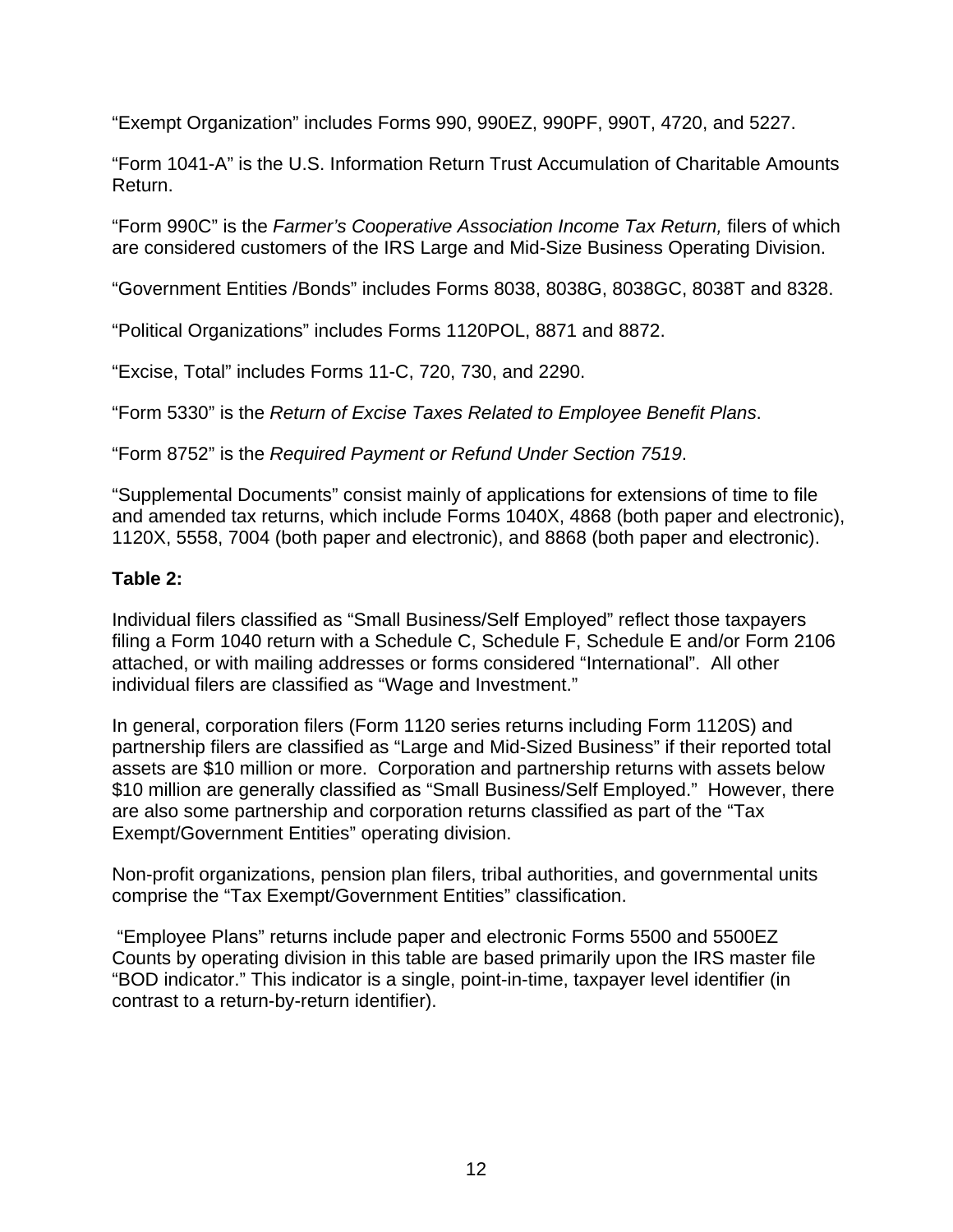“Exempt Organization” includes Forms 990, 990EZ, 990PF, 990T, 4720, and 5227.

“Form 1041-A” is the U.S. Information Return Trust Accumulation of Charitable Amounts Return.

“Form 990C” is the *Farmer’s Cooperative Association Income Tax Return,* filers of which are considered customers of the IRS Large and Mid-Size Business Operating Division.

“Government Entities /Bonds” includes Forms 8038, 8038G, 8038GC, 8038T and 8328.

“Political Organizations” includes Forms 1120POL, 8871 and 8872.

“Excise, Total” includes Forms 11-C, 720, 730, and 2290.

“Form 5330” is the *Return of Excise Taxes Related to Employee Benefit Plans*.

“Form 8752” is the *Required Payment or Refund Under Section 7519*.

“Supplemental Documents” consist mainly of applications for extensions of time to file and amended tax returns, which include Forms 1040X, 4868 (both paper and electronic), 1120X, 5558, 7004 (both paper and electronic), and 8868 (both paper and electronic).

**Table 2:**

Individual filers classified as “Small Business/Self Employed” reflect those taxpayers filing a Form 1040 return with a Schedule C, Schedule F, Schedule E and/or Form 2106 attached, or with mailing addresses or forms considered “International”. All other individual filers are classified as “Wage and Investment.”

In general, corporation filers (Form 1120 series returns including Form 1120S) and partnership filers are classified as “Large and Mid-Sized Business” if their reported total assets are $10 million or more. Corporation and partnership returns with assets below $10 million are generally classified as “Small Business/Self Employed.” However, there are also some partnership and corporation returns classified as part of the “Tax Exempt/Government Entities” operating division.

Non-profit organizations, pension plan filers, tribal authorities, and governmental units comprise the “Tax Exempt/Government Entities” classification.

“Employee Plans” returns include paper and electronic Forms 5500 and 5500EZ Counts by operating division in this table are based primarily upon the IRS master file “BOD indicator.” This indicator is a single, point-in-time, taxpayer level identifier (in contrast to a return-by-return identifier).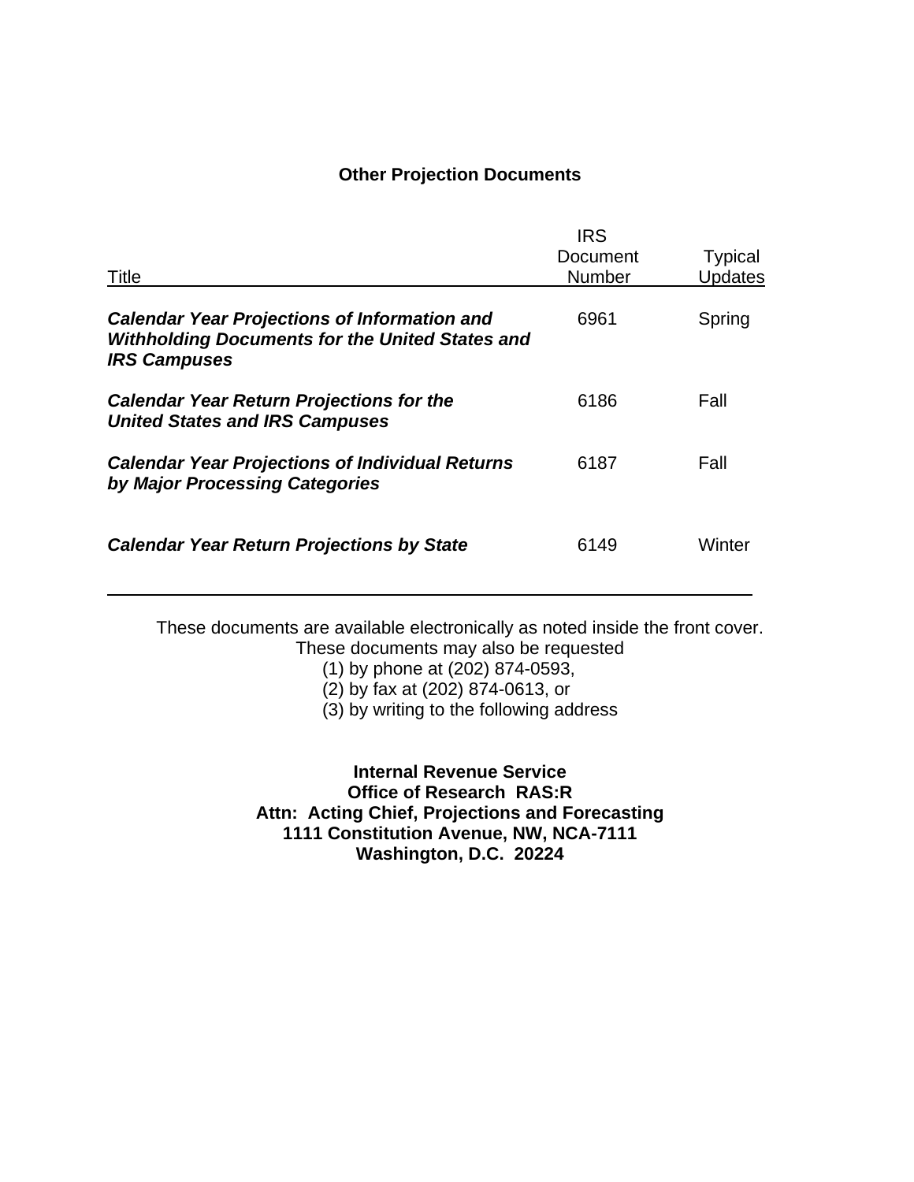## Other Projection Documents

| Title | IRS Document Number | Typical Updates |
| --- | --- | --- |
| ***Calendar Year Projections of Information and Withholding Documents for the United States and IRS Campuses*** | 6961 | Spring |
| ***Calendar Year Return Projections for the United States and IRS Campuses*** | 6186 | Fall |
| ***Calendar Year Projections of Individual Returns by Major Processing Categories*** | 6187 | Fall |
| ***Calendar Year Return Projections by State*** | 6149 | Winter |

These documents are available electronically as noted inside the front cover.
These documents may also be requested

(1) by phone at (202) 874-0593,
(2) by fax at (202) 874-0613, or
(3) by writing to the following address

**Internal Revenue Service**
**Office of Research RAS:R**
**Attn: Acting Chief, Projections and Forecasting**
**1111 Constitution Avenue, NW, NCA-7111**
**Washington, D.C. 20224**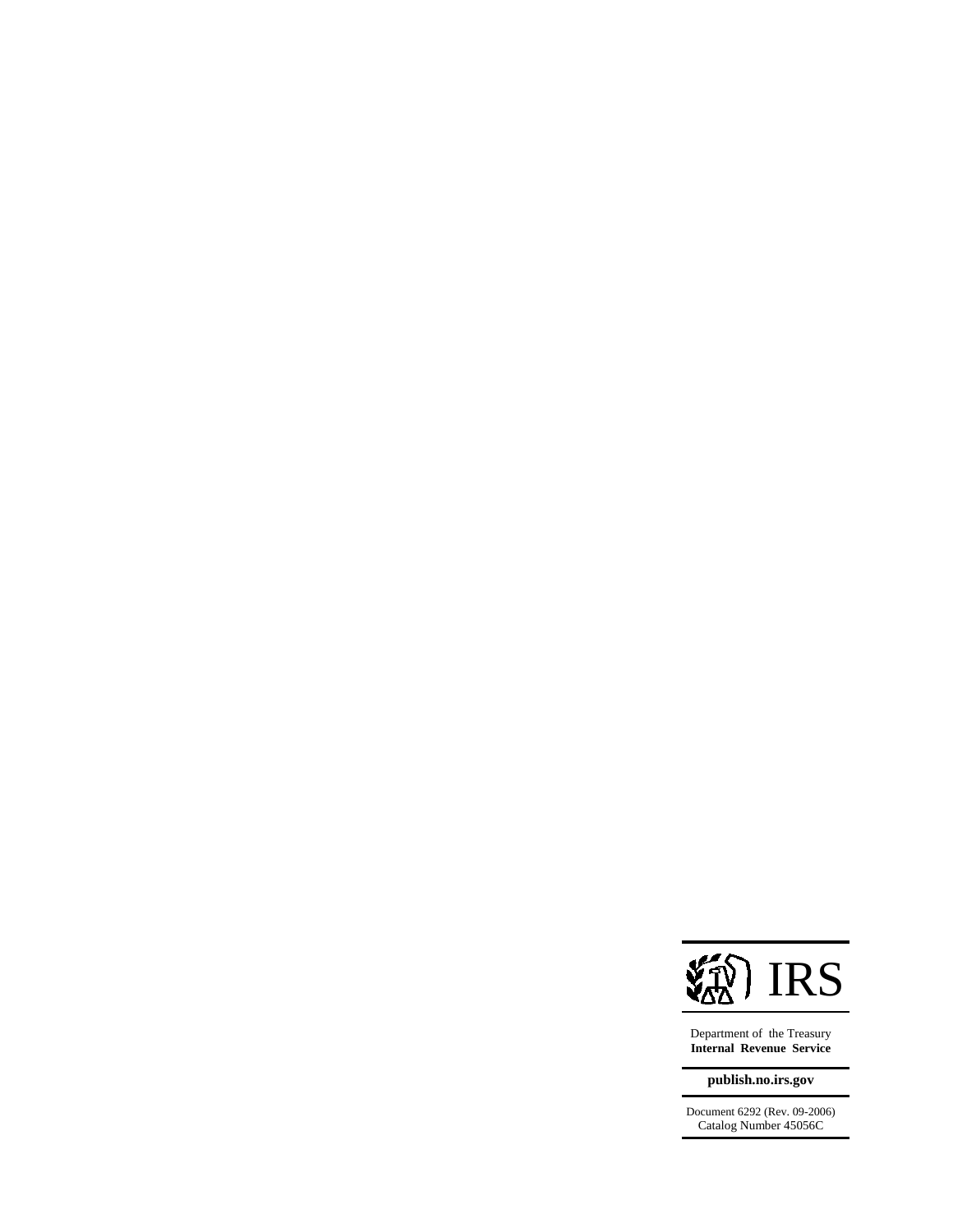IRS

Department of the Treasury
**Internal Revenue Service**

**publish.no.irs.gov**

Document 6292 (Rev. 09-2006)
Catalog Number 45056C